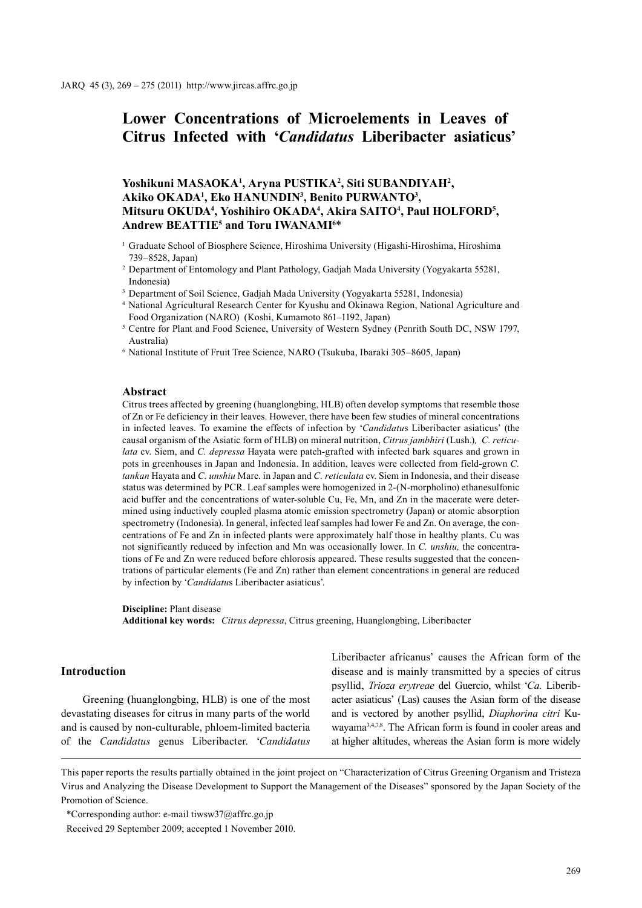# Lower Concentrations of Microelements in Leaves of Citrus Infected with '*Candidatus* Liberibacter asiaticus'

**Yoshikuni MASAOKA[1], Aryna PUSTIKA[2], Siti SUBANDIYAH[2], Akiko OKADA[1], Eko HANUNDIN[3], Benito PURWANTO[3], Mitsuru OKUDA[4], Yoshihiro OKADA[4], Akira SAITO[4], Paul HOLFORD[5], Andrew BEATTIE[5] and Toru IWANAMI[6]***

[1] Graduate School of Biosphere Science, Hiroshima University (Higashi-Hiroshima, Hiroshima 739–8528, Japan)

[2] Department of Entomology and Plant Pathology, Gadjah Mada University (Yogyakarta 55281, Indonesia)

[3] Department of Soil Science, Gadjah Mada University (Yogyakarta 55281, Indonesia)

[4] National Agricultural Research Center for Kyushu and Okinawa Region, National Agriculture and Food Organization (NARO) (Koshi, Kumamoto 861–1192, Japan)

[5] Centre for Plant and Food Science, University of Western Sydney (Penrith South DC, NSW 1797, Australia)

[6] National Institute of Fruit Tree Science, NARO (Tsukuba, Ibaraki 305–8605, Japan)

## Abstract

Citrus trees affected by greening (huanglongbing, HLB) often develop symptoms that resemble those of Zn or Fe deficiency in their leaves. However, there have been few studies of mineral concentrations in infected leaves. To examine the effects of infection by '*Candidatus* Liberibacter asiaticus' (the causal organism of the Asiatic form of HLB) on mineral nutrition, *Citrus jambhiri* (Lush.), *C. reticulata* cv. Siem, and *C. depressa* Hayata were patch-grafted with infected bark squares and grown in pots in greenhouses in Japan and Indonesia. In addition, leaves were collected from field-grown *C. tankan* Hayata and *C. unshiu* Marc. in Japan and *C. reticulata* cv. Siem in Indonesia, and their disease status was determined by PCR. Leaf samples were homogenized in 2-(N-morpholino) ethanesulfonic acid buffer and the concentrations of water-soluble Cu, Fe, Mn, and Zn in the macerate were determined using inductively coupled plasma atomic emission spectrometry (Japan) or atomic absorption spectrometry (Indonesia). In general, infected leaf samples had lower Fe and Zn. On average, the concentrations of Fe and Zn in infected plants were approximately half those in healthy plants. Cu was not significantly reduced by infection and Mn was occasionally lower. In *C. unshiu,* the concentrations of Fe and Zn were reduced before chlorosis appeared. These results suggested that the concentrations of particular elements (Fe and Zn) rather than element concentrations in general are reduced by infection by '*Candidatus* Liberibacter asiaticus'.

**Discipline:** Plant disease

**Additional key words:** *Citrus depressa*, Citrus greening, Huanglongbing, Liberibacter

## Introduction

Greening (huanglongbing, HLB) is one of the most devastating diseases for citrus in many parts of the world and is caused by non-culturable, phloem-limited bacteria of the *Candidatus* genus Liberibacter. '*Candidatus* Liberibacter africanus' causes the African form of the disease and is mainly transmitted by a species of citrus psyllid, *Trioza erytreae* del Guercio, whilst '*Ca.* Liberibacter asiaticus' (Las) causes the Asian form of the disease and is vectored by another psyllid, *Diaphorina citri* Kuwayama[3,4,7,8]. The African form is found in cooler areas and at higher altitudes, whereas the Asian form is more widely

This paper reports the results partially obtained in the joint project on "Characterization of Citrus Greening Organism and Tristeza Virus and Analyzing the Disease Development to Support the Management of the Diseases" sponsored by the Japan Society of the Promotion of Science.

*Corresponding author: e-mail tiwsw37@affrc.go.jp

Received 29 September 2009; accepted 1 November 2010.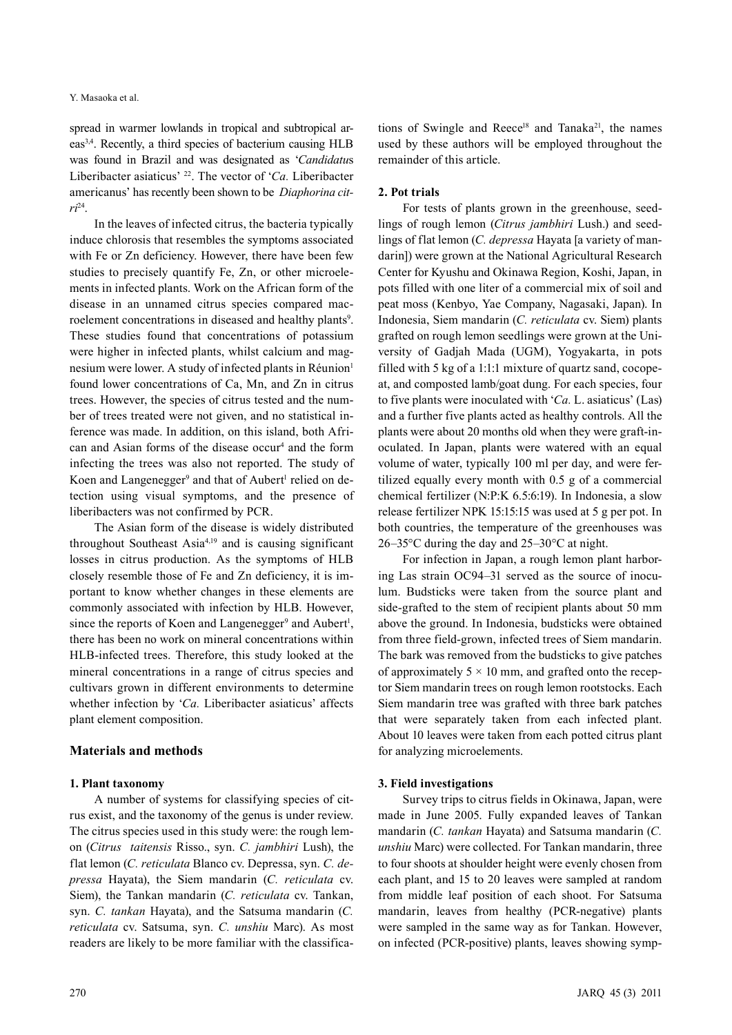spread in warmer lowlands in tropical and subtropical areas[3,4]. Recently, a third species of bacterium causing HLB was found in Brazil and was designated as '*Candidatus* Liberibacter asiaticus' [22]. The vector of '*Ca.* Liberibacter americanus' has recently been shown to be *Diaphorina citri*[24].

In the leaves of infected citrus, the bacteria typically induce chlorosis that resembles the symptoms associated with Fe or Zn deficiency. However, there have been few studies to precisely quantify Fe, Zn, or other microelements in infected plants. Work on the African form of the disease in an unnamed citrus species compared macroelement concentrations in diseased and healthy plants[9]. These studies found that concentrations of potassium were higher in infected plants, whilst calcium and magnesium were lower. A study of infected plants in Réunion[1] found lower concentrations of Ca, Mn, and Zn in citrus trees. However, the species of citrus tested and the number of trees treated were not given, and no statistical inference was made. In addition, on this island, both African and Asian forms of the disease occur[4] and the form infecting the trees was also not reported. The study of Koen and Langenegger[9] and that of Aubert[1] relied on detection using visual symptoms, and the presence of liberibacters was not confirmed by PCR.

The Asian form of the disease is widely distributed throughout Southeast Asia[4,19] and is causing significant losses in citrus production. As the symptoms of HLB closely resemble those of Fe and Zn deficiency, it is important to know whether changes in these elements are commonly associated with infection by HLB. However, since the reports of Koen and Langenegger[9] and Aubert[1], there has been no work on mineral concentrations within HLB-infected trees. Therefore, this study looked at the mineral concentrations in a range of citrus species and cultivars grown in different environments to determine whether infection by '*Ca.* Liberibacter asiaticus' affects plant element composition.

## Materials and methods

### 1. Plant taxonomy

A number of systems for classifying species of citrus exist, and the taxonomy of the genus is under review. The citrus species used in this study were: the rough lemon (*Citrus taitensis* Risso., syn. *C. jambhiri* Lush), the flat lemon (*C. reticulata* Blanco cv. Depressa, syn. *C. depressa* Hayata), the Siem mandarin (*C. reticulata* cv. Siem), the Tankan mandarin (*C. reticulata* cv. Tankan, syn. *C. tankan* Hayata), and the Satsuma mandarin (*C. reticulata* cv. Satsuma, syn. *C. unshiu* Marc). As most readers are likely to be more familiar with the classifications of Swingle and Reece[18] and Tanaka[21], the names used by these authors will be employed throughout the remainder of this article.

### 2. Pot trials

For tests of plants grown in the greenhouse, seedlings of rough lemon (*Citrus jambhiri* Lush.) and seedlings of flat lemon (*C. depressa* Hayata [a variety of mandarin]) were grown at the National Agricultural Research Center for Kyushu and Okinawa Region, Koshi, Japan, in pots filled with one liter of a commercial mix of soil and peat moss (Kenbyo, Yae Company, Nagasaki, Japan). In Indonesia, Siem mandarin (*C. reticulata* cv. Siem) plants grafted on rough lemon seedlings were grown at the University of Gadjah Mada (UGM), Yogyakarta, in pots filled with 5 kg of a 1:1:1 mixture of quartz sand, cocopeat, and composted lamb/goat dung. For each species, four to five plants were inoculated with '*Ca.* L. asiaticus' (Las) and a further five plants acted as healthy controls. All the plants were about 20 months old when they were graft-inoculated. In Japan, plants were watered with an equal volume of water, typically 100 ml per day, and were fertilized equally every month with 0.5 g of a commercial chemical fertilizer (N:P:K 6.5:6:19). In Indonesia, a slow release fertilizer NPK 15:15:15 was used at 5 g per pot. In both countries, the temperature of the greenhouses was 26–35°C during the day and 25–30°C at night.

For infection in Japan, a rough lemon plant harboring Las strain OC94–31 served as the source of inoculum. Budsticks were taken from the source plant and side-grafted to the stem of recipient plants about 50 mm above the ground. In Indonesia, budsticks were obtained from three field-grown, infected trees of Siem mandarin. The bark was removed from the budsticks to give patches of approximately 5 × 10 mm, and grafted onto the receptor Siem mandarin trees on rough lemon rootstocks. Each Siem mandarin tree was grafted with three bark patches that were separately taken from each infected plant. About 10 leaves were taken from each potted citrus plant for analyzing microelements.

### 3. Field investigations

Survey trips to citrus fields in Okinawa, Japan, were made in June 2005. Fully expanded leaves of Tankan mandarin (*C. tankan* Hayata) and Satsuma mandarin (*C. unshiu* Marc) were collected. For Tankan mandarin, three to four shoots at shoulder height were evenly chosen from each plant, and 15 to 20 leaves were sampled at random from middle leaf position of each shoot. For Satsuma mandarin, leaves from healthy (PCR-negative) plants were sampled in the same way as for Tankan. However, on infected (PCR-positive) plants, leaves showing symp-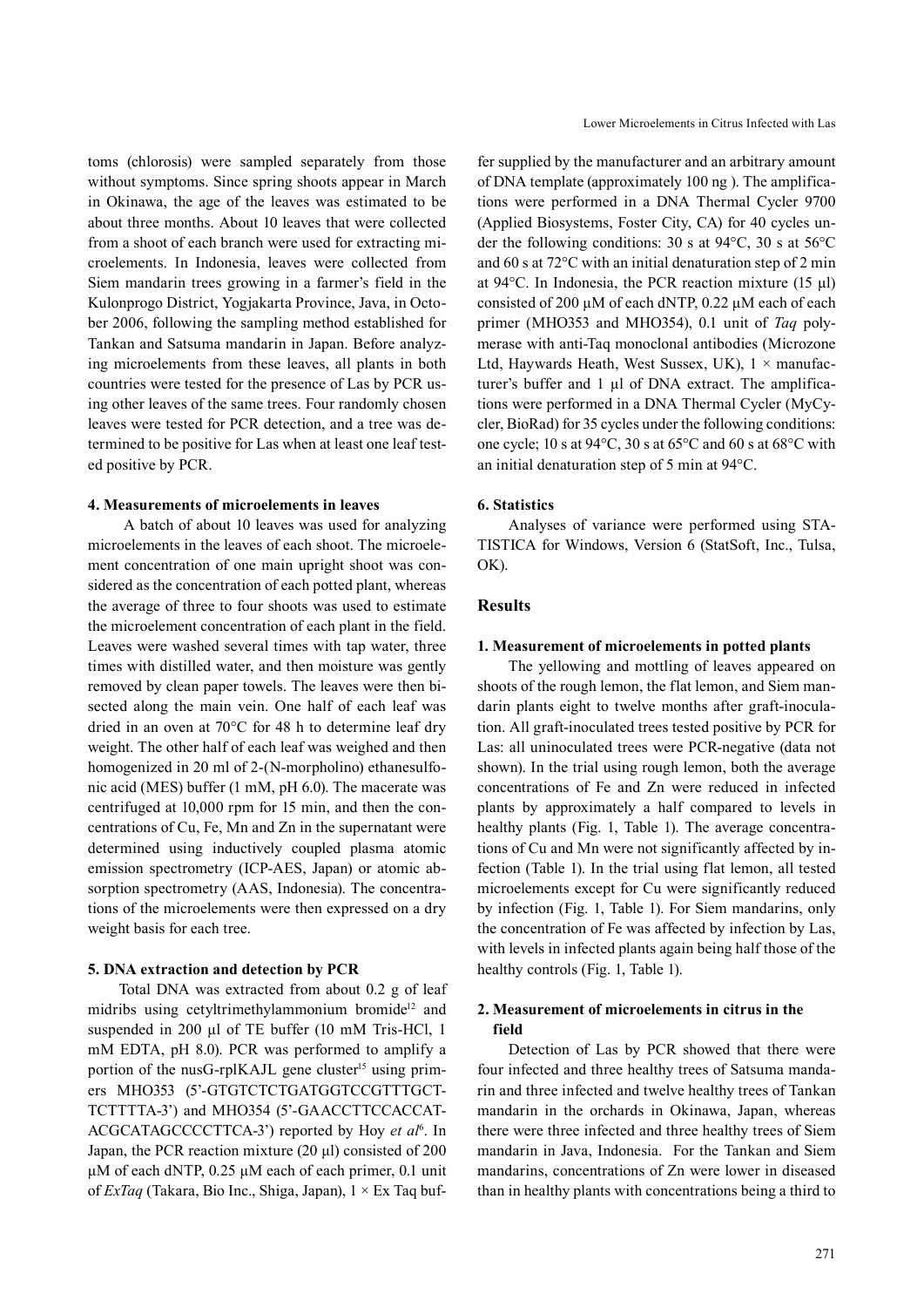toms (chlorosis) were sampled separately from those without symptoms. Since spring shoots appear in March in Okinawa, the age of the leaves was estimated to be about three months. About 10 leaves that were collected from a shoot of each branch were used for extracting microelements. In Indonesia, leaves were collected from Siem mandarin trees growing in a farmer's field in the Kulonprogo District, Yogjakarta Province, Java, in October 2006, following the sampling method established for Tankan and Satsuma mandarin in Japan. Before analyzing microelements from these leaves, all plants in both countries were tested for the presence of Las by PCR using other leaves of the same trees. Four randomly chosen leaves were tested for PCR detection, and a tree was determined to be positive for Las when at least one leaf tested positive by PCR.

### 4. Measurements of microelements in leaves

A batch of about 10 leaves was used for analyzing microelements in the leaves of each shoot. The microelement concentration of one main upright shoot was considered as the concentration of each potted plant, whereas the average of three to four shoots was used to estimate the microelement concentration of each plant in the field. Leaves were washed several times with tap water, three times with distilled water, and then moisture was gently removed by clean paper towels. The leaves were then bisected along the main vein. One half of each leaf was dried in an oven at 70°C for 48 h to determine leaf dry weight. The other half of each leaf was weighed and then homogenized in 20 ml of 2-(N-morpholino) ethanesulfonic acid (MES) buffer (1 mM, pH 6.0). The macerate was centrifuged at 10,000 rpm for 15 min, and then the concentrations of Cu, Fe, Mn and Zn in the supernatant were determined using inductively coupled plasma atomic emission spectrometry (ICP-AES, Japan) or atomic absorption spectrometry (AAS, Indonesia). The concentrations of the microelements were then expressed on a dry weight basis for each tree.

### 5. DNA extraction and detection by PCR

Total DNA was extracted from about 0.2 g of leaf midribs using cetyltrimethylammonium bromide[12] and suspended in 200 µl of TE buffer (10 mM Tris-HCl, 1 mM EDTA, pH 8.0). PCR was performed to amplify a portion of the nusG-rplKAJL gene cluster[15] using primers MHO353 (5'-GTGTCTCTGATGGTCCGTTTGCTTCTTTTA-3') and MHO354 (5'-GAACCTTCCACCATACGCATAGCCCCTTCA-3') reported by Hoy *et al*[6]. In Japan, the PCR reaction mixture (20 µl) consisted of 200 µM of each dNTP, 0.25 µM each of each primer, 0.1 unit of *ExTaq* (Takara, Bio Inc., Shiga, Japan), 1 × Ex Taq buffer supplied by the manufacturer and an arbitrary amount of DNA template (approximately 100 ng ). The amplifications were performed in a DNA Thermal Cycler 9700 (Applied Biosystems, Foster City, CA) for 40 cycles under the following conditions: 30 s at 94°C, 30 s at 56°C and 60 s at 72°C with an initial denaturation step of 2 min at 94°C. In Indonesia, the PCR reaction mixture (15 µl) consisted of 200 µM of each dNTP, 0.22 µM each of each primer (MHO353 and MHO354), 0.1 unit of *Taq* polymerase with anti-Taq monoclonal antibodies (Microzone Ltd, Haywards Heath, West Sussex, UK), 1 × manufacturer's buffer and 1 µl of DNA extract. The amplifications were performed in a DNA Thermal Cycler (MyCycler, BioRad) for 35 cycles under the following conditions: one cycle; 10 s at 94°C, 30 s at 65°C and 60 s at 68°C with an initial denaturation step of 5 min at 94°C.

### 6. Statistics

Analyses of variance were performed using STATISTICA for Windows, Version 6 (StatSoft, Inc., Tulsa, OK).

## Results

### 1. Measurement of microelements in potted plants

The yellowing and mottling of leaves appeared on shoots of the rough lemon, the flat lemon, and Siem mandarin plants eight to twelve months after graft-inoculation. All graft-inoculated trees tested positive by PCR for Las: all uninoculated trees were PCR-negative (data not shown). In the trial using rough lemon, both the average concentrations of Fe and Zn were reduced in infected plants by approximately a half compared to levels in healthy plants (Fig. 1, Table 1). The average concentrations of Cu and Mn were not significantly affected by infection (Table 1). In the trial using flat lemon, all tested microelements except for Cu were significantly reduced by infection (Fig. 1, Table 1). For Siem mandarins, only the concentration of Fe was affected by infection by Las, with levels in infected plants again being half those of the healthy controls (Fig. 1, Table 1).

### 2. Measurement of microelements in citrus in the field

Detection of Las by PCR showed that there were four infected and three healthy trees of Satsuma mandarin and three infected and twelve healthy trees of Tankan mandarin in the orchards in Okinawa, Japan, whereas there were three infected and three healthy trees of Siem mandarin in Java, Indonesia. For the Tankan and Siem mandarins, concentrations of Zn were lower in diseased than in healthy plants with concentrations being a third to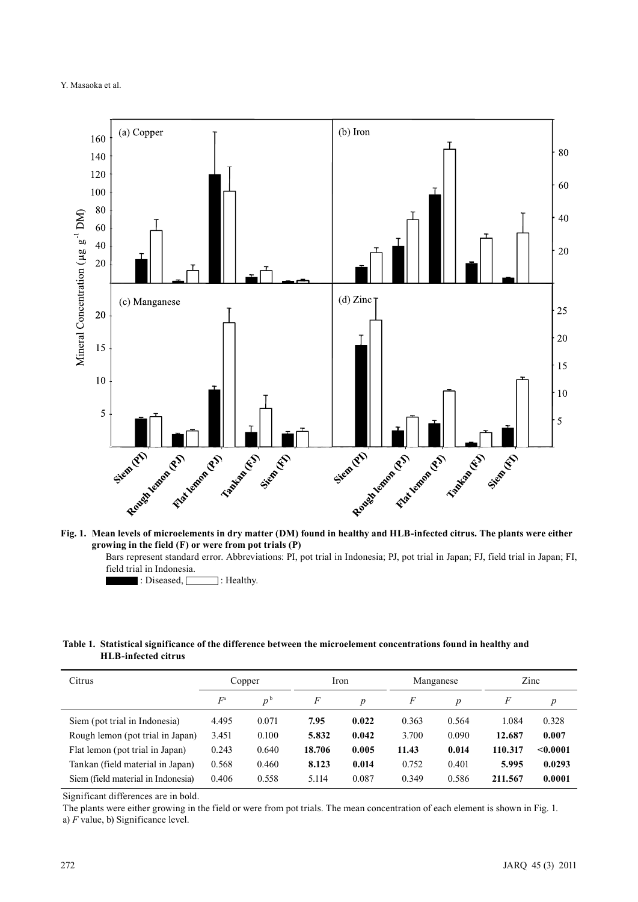Fig. 1. Mean levels of microelements in dry matter (DM) found in healthy and HLB-infected citrus. The plants were either growing in the field (F) or were from pot trials (P)

Bars represent standard error. Abbreviations: PI, pot trial in Indonesia; PJ, pot trial in Japan; FJ, field trial in Japan; FI, field trial in Indonesia.

■ : Diseased, □ : Healthy.

**Table 1. Statistical significance of the difference between the microelement concentrations found in healthy and HLB-infected citrus**

| Citrus | Copper | | Iron | | Manganese | | Zinc | |
|---|---|---|---|---|---|---|---|---|
| | $F$[a] | $p$[b] | $F$ | $p$ | $F$ | $p$ | $F$ | $p$ |
| Siem (pot trial in Indonesia) | 4.495 | 0.071 | **7.95** | **0.022** | 0.363 | 0.564 | 1.084 | 0.328 |
| Rough lemon (pot trial in Japan) | 3.451 | 0.100 | **5.832** | **0.042** | 3.700 | 0.090 | **12.687** | **0.007** |
| Flat lemon (pot trial in Japan) | 0.243 | 0.640 | **18.706** | **0.005** | **11.43** | **0.014** | **110.317** | **<0.0001** |
| Tankan (field material in Japan) | 0.568 | 0.460 | **8.123** | **0.014** | 0.752 | 0.401 | **5.995** | **0.0293** |
| Siem (field material in Indonesia) | 0.406 | 0.558 | 5.114 | 0.087 | 0.349 | 0.586 | **211.567** | **0.0001** |

Significant differences are in bold.

The plants were either growing in the field or were from pot trials. The mean concentration of each element is shown in Fig. 1.

a) $F$ value, b) Significance level.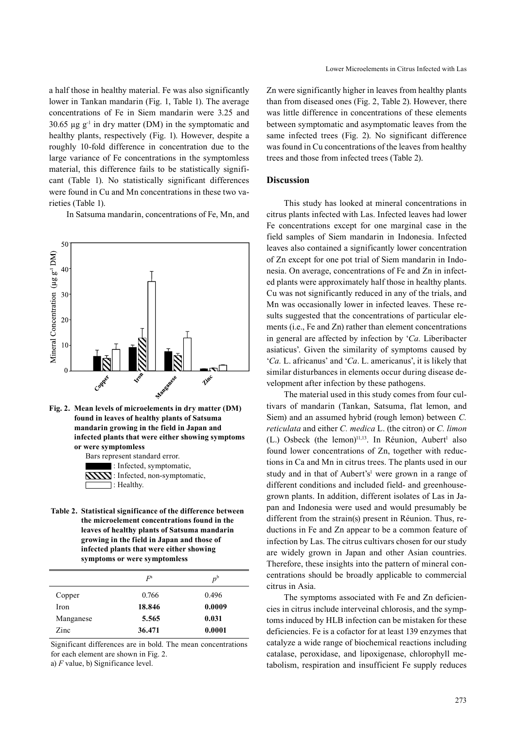a half those in healthy material. Fe was also significantly lower in Tankan mandarin (Fig. 1, Table 1). The average concentrations of Fe in Siem mandarin were 3.25 and 30.65 µg g$^{-1}$ in dry matter (DM) in the symptomatic and healthy plants, respectively (Fig. 1). However, despite a roughly 10-fold difference in concentration due to the large variance of Fe concentrations in the symptomless material, this difference fails to be statistically significant (Table 1). No statistically significant differences were found in Cu and Mn concentrations in these two varieties (Table 1).

In Satsuma mandarin, concentrations of Fe, Mn, and Zn were significantly higher in leaves from healthy plants than from diseased ones (Fig. 2, Table 2). However, there was little difference in concentrations of these elements between symptomatic and asymptomatic leaves from the same infected trees (Fig. 2). No significant difference was found in Cu concentrations of the leaves from healthy trees and those from infected trees (Table 2).

Mineral Concentration (µg g$^{-1}$ DM)
0
10
20
30
40
50
Copper
Iron
Manganese
Zinc

**Fig. 2. Mean levels of microelements in dry matter (DM) found in leaves of healthy plants of Satsuma mandarin growing in the field in Japan and infected plants that were either showing symptoms or were symptomless**

Bars represent standard error.
: Infected, symptomatic,
: Infected, non-symptomatic,
: Healthy.

**Table 2. Statistical significance of the difference between the microelement concentrations found in the leaves of healthy plants of Satsuma mandarin growing in the field in Japan and those of infected plants that were either showing symptoms or were symptomless**

| | $F^a$ | $p^b$ |
|---|---|---|
| Copper | 0.766 | 0.496 |
| Iron | **18.846** | **0.0009** |
| Manganese | **5.565** | **0.031** |
| Zinc | **36.471** | **0.0001** |

Significant differences are in bold. The mean concentrations for each element are shown in Fig. 2.
a) *F* value, b) Significance level.

## Discussion

This study has looked at mineral concentrations in citrus plants infected with Las. Infected leaves had lower Fe concentrations except for one marginal case in the field samples of Siem mandarin in Indonesia. Infected leaves also contained a significantly lower concentration of Zn except for one pot trial of Siem mandarin in Indonesia. On average, concentrations of Fe and Zn in infected plants were approximately half those in healthy plants. Cu was not significantly reduced in any of the trials, and Mn was occasionally lower in infected leaves. These results suggested that the concentrations of particular elements (i.e., Fe and Zn) rather than element concentrations in general are affected by infection by '*Ca.* Liberibacter asiaticus'. Given the similarity of symptoms caused by '*Ca.* L. africanus' and '*Ca*. L. americanus', it is likely that similar disturbances in elements occur during disease development after infection by these pathogens.

The material used in this study comes from four cultivars of mandarin (Tankan, Satsuma, flat lemon, and Siem) and an assumed hybrid (rough lemon) between *C. reticulata* and either *C. medica* L. (the citron) or *C. limon* (L.) Osbeck (the lemon)[11,13]. In Réunion, Aubert[1] also found lower concentrations of Zn, together with reductions in Ca and Mn in citrus trees. The plants used in our study and in that of Aubert's[1] were grown in a range of different conditions and included field- and greenhouse-grown plants. In addition, different isolates of Las in Japan and Indonesia were used and would presumably be different from the strain(s) present in Réunion. Thus, reductions in Fe and Zn appear to be a common feature of infection by Las. The citrus cultivars chosen for our study are widely grown in Japan and other Asian countries. Therefore, these insights into the pattern of mineral concentrations should be broadly applicable to commercial citrus in Asia.

The symptoms associated with Fe and Zn deficiencies in citrus include interveinal chlorosis, and the symptoms induced by HLB infection can be mistaken for these deficiencies. Fe is a cofactor for at least 139 enzymes that catalyze a wide range of biochemical reactions including catalase, peroxidase, and lipoxigenase, chlorophyll metabolism, respiration and insufficient Fe supply reduces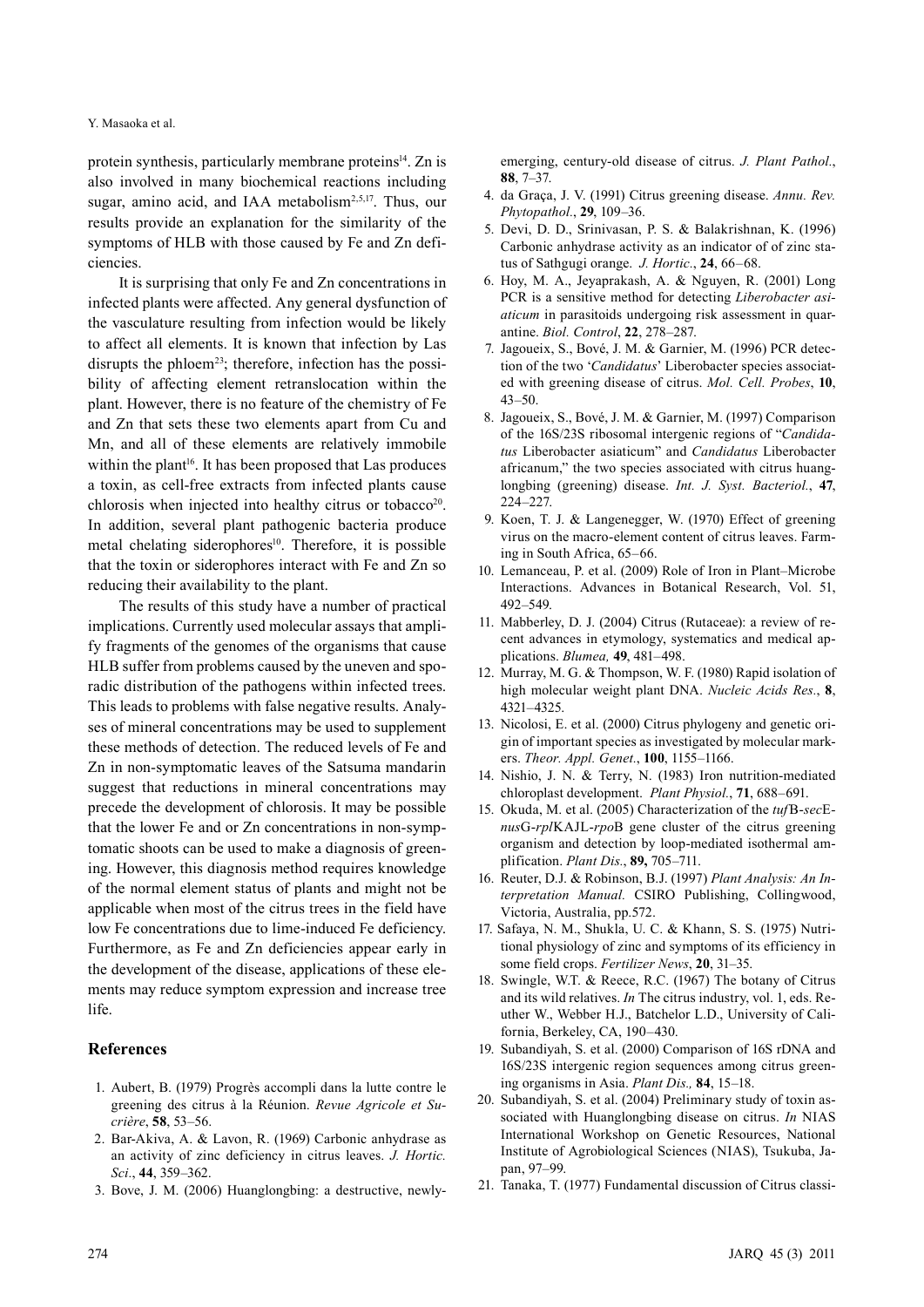protein synthesis, particularly membrane proteins[14]. Zn is also involved in many biochemical reactions including sugar, amino acid, and IAA metabolism[2,5,17]. Thus, our results provide an explanation for the similarity of the symptoms of HLB with those caused by Fe and Zn deficiencies.

It is surprising that only Fe and Zn concentrations in infected plants were affected. Any general dysfunction of the vasculature resulting from infection would be likely to affect all elements. It is known that infection by Las disrupts the phloem[23]; therefore, infection has the possibility of affecting element retranslocation within the plant. However, there is no feature of the chemistry of Fe and Zn that sets these two elements apart from Cu and Mn, and all of these elements are relatively immobile within the plant[16]. It has been proposed that Las produces a toxin, as cell-free extracts from infected plants cause chlorosis when injected into healthy citrus or tobacco[20]. In addition, several plant pathogenic bacteria produce metal chelating siderophores[10]. Therefore, it is possible that the toxin or siderophores interact with Fe and Zn so reducing their availability to the plant.

The results of this study have a number of practical implications. Currently used molecular assays that amplify fragments of the genomes of the organisms that cause HLB suffer from problems caused by the uneven and sporadic distribution of the pathogens within infected trees. This leads to problems with false negative results. Analyses of mineral concentrations may be used to supplement these methods of detection. The reduced levels of Fe and Zn in non-symptomatic leaves of the Satsuma mandarin suggest that reductions in mineral concentrations may precede the development of chlorosis. It may be possible that the lower Fe and or Zn concentrations in non-symptomatic shoots can be used to make a diagnosis of greening. However, this diagnosis method requires knowledge of the normal element status of plants and might not be applicable when most of the citrus trees in the field have low Fe concentrations due to lime-induced Fe deficiency. Furthermore, as Fe and Zn deficiencies appear early in the development of the disease, applications of these elements may reduce symptom expression and increase tree life.

## References

1. Aubert, B. (1979) Progrès accompli dans la lutte contre le greening des citrus à la Réunion. *Revue Agricole et Sucrière*, **58**, 53–56.
2. Bar-Akiva, A. & Lavon, R. (1969) Carbonic anhydrase as an activity of zinc deficiency in citrus leaves. *J. Hortic. Sci*., **44**, 359–362.
3. Bove, J. M. (2006) Huanglongbing: a destructive, newly-emerging, century-old disease of citrus. *J. Plant Pathol*., **88**, 7–37.
4. da Graça, J. V. (1991) Citrus greening disease. *Annu. Rev. Phytopathol*., **29**, 109–36.
5. Devi, D. D., Srinivasan, P. S. & Balakrishnan, K. (1996) Carbonic anhydrase activity as an indicator of of zinc status of Sathgugi orange. *J. Hortic.*, **24**, 66–68.
6. Hoy, M. A., Jeyaprakash, A. & Nguyen, R. (2001) Long PCR is a sensitive method for detecting *Liberobacter asiaticum* in parasitoids undergoing risk assessment in quarantine. *Biol. Control*, **22**, 278–287.
7. Jagoueix, S., Bové, J. M. & Garnier, M. (1996) PCR detection of the two '*Candidatus*' Liberobacter species associated with greening disease of citrus. *Mol. Cell. Probes*, **10**, 43–50.
8. Jagoueix, S., Bové, J. M. & Garnier, M. (1997) Comparison of the 16S/23S ribosomal intergenic regions of "*Candidatus* Liberobacter asiaticum" and *Candidatus* Liberobacter africanum," the two species associated with citrus huanglongbing (greening) disease. *Int. J. Syst. Bacteriol.*, **47**, 224–227.
9. Koen, T. J. & Langenegger, W. (1970) Effect of greening virus on the macro-element content of citrus leaves. Farming in South Africa, 65–66.
10. Lemanceau, P. et al. (2009) Role of Iron in Plant–Microbe Interactions. Advances in Botanical Research, Vol. 51, 492–549.
11. Mabberley, D. J. (2004) Citrus (Rutaceae): a review of recent advances in etymology, systematics and medical applications. *Blumea,* **49**, 481–498.
12. Murray, M. G. & Thompson, W. F. (1980) Rapid isolation of high molecular weight plant DNA. *Nucleic Acids Res*., **8**, 4321–4325.
13. Nicolosi, E. et al. (2000) Citrus phylogeny and genetic origin of important species as investigated by molecular markers. *Theor. Appl. Genet*., **100**, 1155–1166.
14. Nishio, J. N. & Terry, N. (1983) Iron nutrition-mediated chloroplast development. *Plant Physiol.*, **71**, 688–691.
15. Okuda, M. et al. (2005) Characterization of the *tuf*B-*sec*E-*nus*G-*rpl*KAJL-*rpo*B gene cluster of the citrus greening organism and detection by loop-mediated isothermal amplification. *Plant Dis.*, **89,** 705–711.
16. Reuter, D.J. & Robinson, B.J. (1997) *Plant Analysis: An Interpretation Manual.* CSIRO Publishing, Collingwood, Victoria, Australia, pp.572.
17. Safaya, N. M., Shukla, U. C. & Khann, S. S. (1975) Nutritional physiology of zinc and symptoms of its efficiency in some field crops. *Fertilizer News*, **20**, 31–35.
18. Swingle, W.T. & Reece, R.C. (1967) The botany of Citrus and its wild relatives. *In* The citrus industry, vol. 1, eds. Reuther W., Webber H.J., Batchelor L.D., University of California, Berkeley, CA, 190–430.
19. Subandiyah, S. et al. (2000) Comparison of 16S rDNA and 16S/23S intergenic region sequences among citrus greening organisms in Asia. *Plant Dis.,* **84**, 15–18.
20. Subandiyah, S. et al. (2004) Preliminary study of toxin associated with Huanglongbing disease on citrus. *In* NIAS International Workshop on Genetic Resources, National Institute of Agrobiological Sciences (NIAS), Tsukuba, Japan, 97–99.
21. Tanaka, T. (1977) Fundamental discussion of Citrus classi-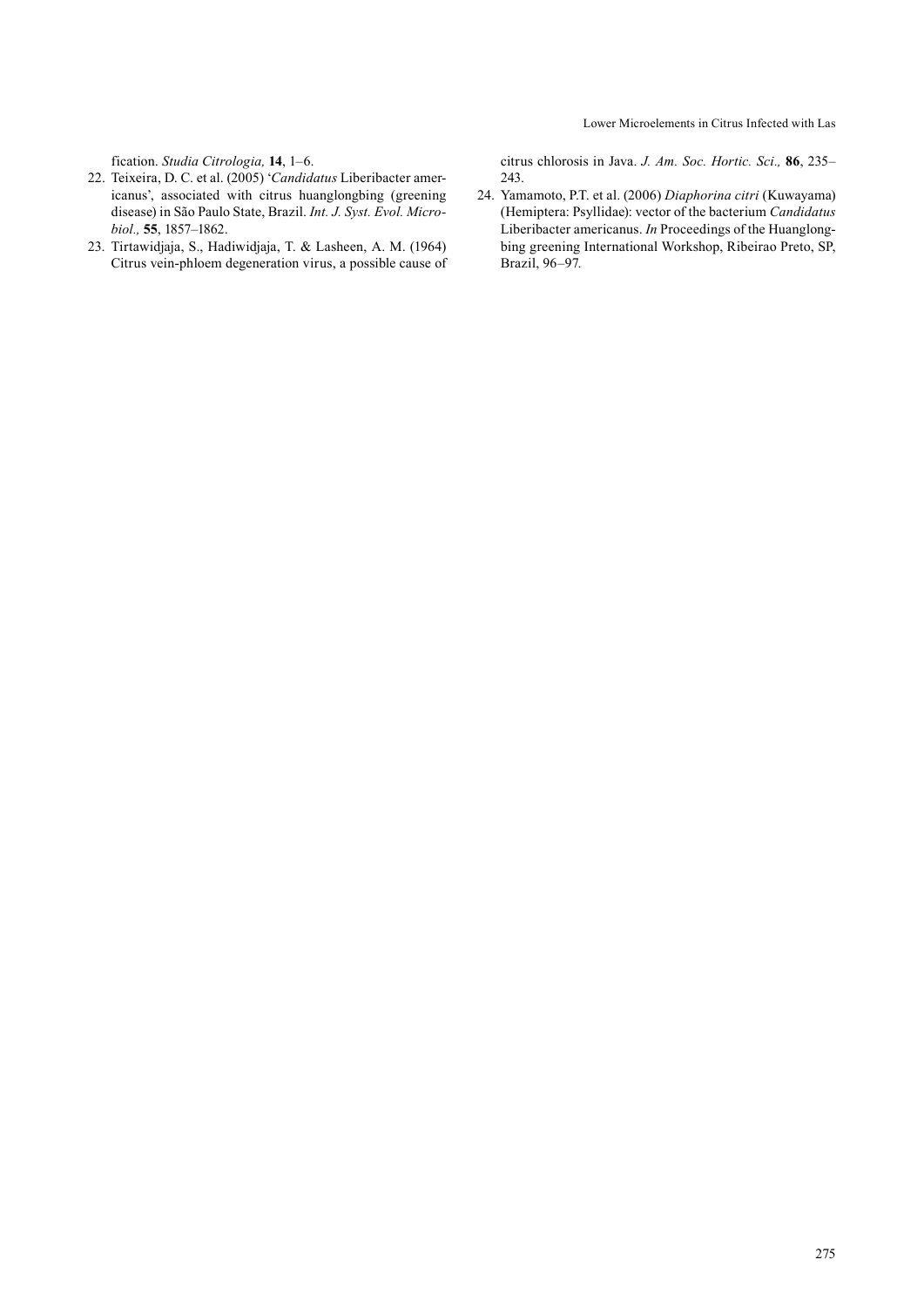fication. *Studia Citrologia,* **14**, 1–6.

22. Teixeira, D. C. et al. (2005) '*Candidatus* Liberibacter americanus', associated with citrus huanglongbing (greening disease) in São Paulo State, Brazil. *Int. J. Syst. Evol. Microbiol.,* **55**, 1857–1862.
23. Tirtawidjaja, S., Hadiwidjaja, T. & Lasheen, A. M. (1964) Citrus vein-phloem degeneration virus, a possible cause of citrus chlorosis in Java. *J. Am. Soc. Hortic. Sci.,* **86**, 235–243.
24. Yamamoto, P.T. et al. (2006) *Diaphorina citri* (Kuwayama) (Hemiptera: Psyllidae): vector of the bacterium *Candidatus* Liberibacter americanus. *In* Proceedings of the Huanglongbing greening International Workshop, Ribeirao Preto, SP, Brazil, 96–97.